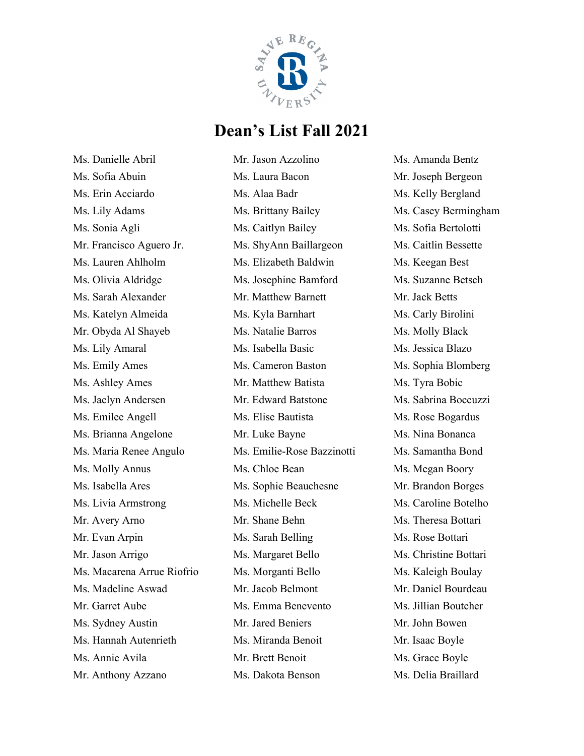# Dean's List Fall 2021

Ms. Danielle Abril
Ms. Sofia Abuin
Ms. Erin Acciardo
Ms. Lily Adams
Ms. Sonia Agli
Mr. Francisco Aguero Jr.
Ms. Lauren Ahlholm
Ms. Olivia Aldridge
Ms. Sarah Alexander
Ms. Katelyn Almeida
Mr. Obyda Al Shayeb
Ms. Lily Amaral
Ms. Emily Ames
Ms. Ashley Ames
Ms. Jaclyn Andersen
Ms. Emilee Angell
Ms. Brianna Angelone
Ms. Maria Renee Angulo
Ms. Molly Annus
Ms. Isabella Ares
Ms. Livia Armstrong
Mr. Avery Arno
Mr. Evan Arpin
Mr. Jason Arrigo
Ms. Macarena Arrue Riofrio
Ms. Madeline Aswad
Mr. Garret Aube
Ms. Sydney Austin
Ms. Hannah Autenrieth
Ms. Annie Avila
Mr. Anthony Azzano
Mr. Jason Azzolino
Ms. Laura Bacon
Ms. Alaa Badr
Ms. Brittany Bailey
Ms. Caitlyn Bailey
Ms. ShyAnn Baillargeon
Ms. Elizabeth Baldwin
Ms. Josephine Bamford
Mr. Matthew Barnett
Ms. Kyla Barnhart
Ms. Natalie Barros
Ms. Isabella Basic
Ms. Cameron Baston
Mr. Matthew Batista
Mr. Edward Batstone
Ms. Elise Bautista
Mr. Luke Bayne
Ms. Emilie-Rose Bazzinotti
Ms. Chloe Bean
Ms. Sophie Beauchesne
Ms. Michelle Beck
Mr. Shane Behn
Ms. Sarah Belling
Ms. Margaret Bello
Ms. Morganti Bello
Mr. Jacob Belmont
Ms. Emma Benevento
Mr. Jared Beniers
Ms. Miranda Benoit
Mr. Brett Benoit
Ms. Dakota Benson
Ms. Amanda Bentz
Mr. Joseph Bergeon
Ms. Kelly Bergland
Ms. Casey Bermingham
Ms. Sofia Bertolotti
Ms. Caitlin Bessette
Ms. Keegan Best
Ms. Suzanne Betsch
Mr. Jack Betts
Ms. Carly Birolini
Ms. Molly Black
Ms. Jessica Blazo
Ms. Sophia Blomberg
Ms. Tyra Bobic
Ms. Sabrina Boccuzzi
Ms. Rose Bogardus
Ms. Nina Bonanca
Ms. Samantha Bond
Ms. Megan Boory
Mr. Brandon Borges
Ms. Caroline Botelho
Ms. Theresa Bottari
Ms. Rose Bottari
Ms. Christine Bottari
Ms. Kaleigh Boulay
Mr. Daniel Bourdeau
Ms. Jillian Boutcher
Mr. John Bowen
Mr. Isaac Boyle
Ms. Grace Boyle
Ms. Delia Braillard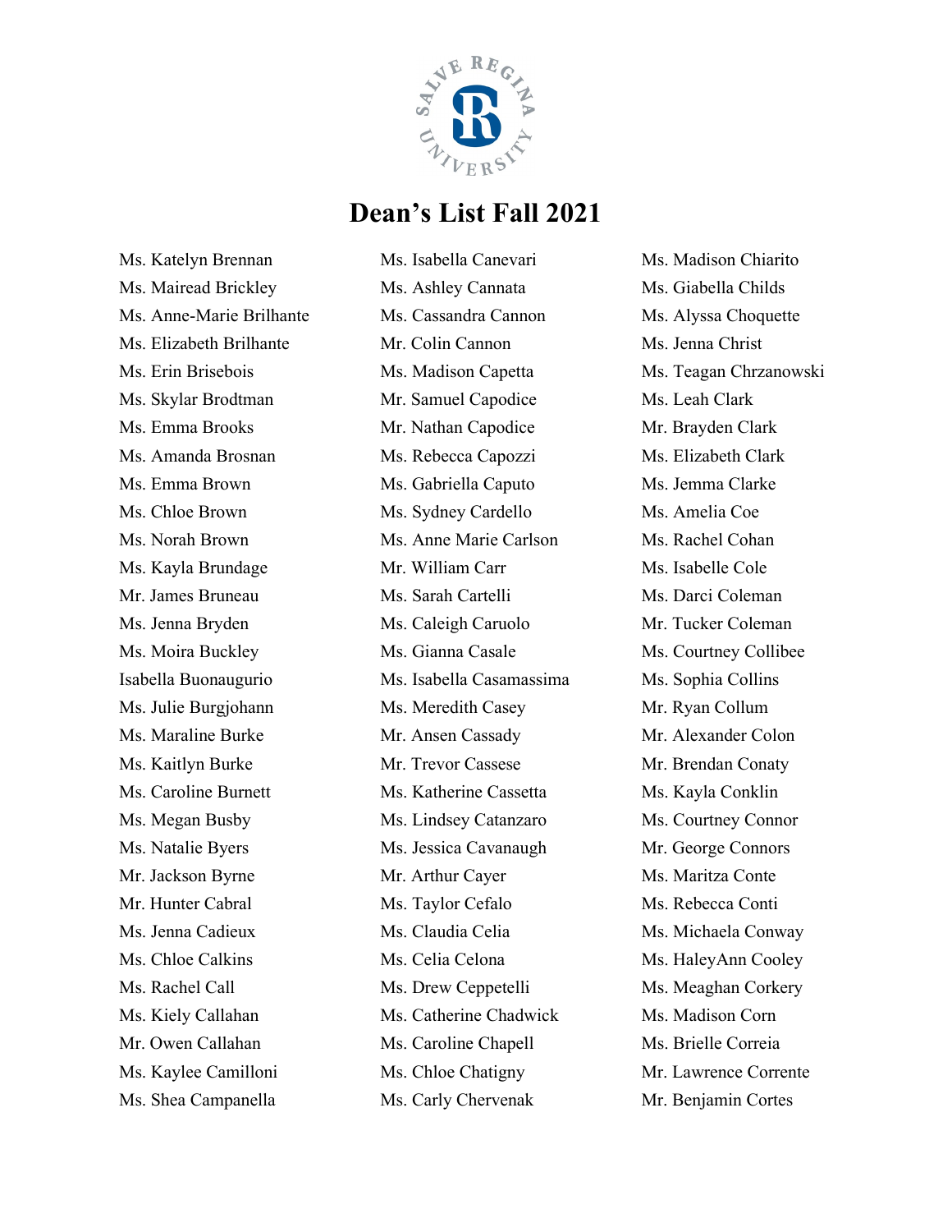# Dean's List Fall 2021

Ms. Katelyn Brennan
Ms. Mairead Brickley
Ms. Anne-Marie Brilhante
Ms. Elizabeth Brilhante
Ms. Erin Brisebois
Ms. Skylar Brodtman
Ms. Emma Brooks
Ms. Amanda Brosnan
Ms. Emma Brown
Ms. Chloe Brown
Ms. Norah Brown
Ms. Kayla Brundage
Mr. James Bruneau
Ms. Jenna Bryden
Ms. Moira Buckley
Isabella Buonaugurio
Ms. Julie Burgjohann
Ms. Maraline Burke
Ms. Kaitlyn Burke
Ms. Caroline Burnett
Ms. Megan Busby
Ms. Natalie Byers
Mr. Jackson Byrne
Mr. Hunter Cabral
Ms. Jenna Cadieux
Ms. Chloe Calkins
Ms. Rachel Call
Ms. Kiely Callahan
Mr. Owen Callahan
Ms. Kaylee Camilloni
Ms. Shea Campanella
Ms. Isabella Canevari
Ms. Ashley Cannata
Ms. Cassandra Cannon
Mr. Colin Cannon
Ms. Madison Capetta
Mr. Samuel Capodice
Mr. Nathan Capodice
Ms. Rebecca Capozzi
Ms. Gabriella Caputo
Ms. Sydney Cardello
Ms. Anne Marie Carlson
Mr. William Carr
Ms. Sarah Cartelli
Ms. Caleigh Caruolo
Ms. Gianna Casale
Ms. Isabella Casamassima
Ms. Meredith Casey
Mr. Ansen Cassady
Mr. Trevor Cassese
Ms. Katherine Cassetta
Ms. Lindsey Catanzaro
Ms. Jessica Cavanaugh
Mr. Arthur Cayer
Ms. Taylor Cefalo
Ms. Claudia Celia
Ms. Celia Celona
Ms. Drew Ceppetelli
Ms. Catherine Chadwick
Ms. Caroline Chapell
Ms. Chloe Chatigny
Ms. Carly Chervenak
Ms. Madison Chiarito
Ms. Giabella Childs
Ms. Alyssa Choquette
Ms. Jenna Christ
Ms. Teagan Chrzanowski
Ms. Leah Clark
Mr. Brayden Clark
Ms. Elizabeth Clark
Ms. Jemma Clarke
Ms. Amelia Coe
Ms. Rachel Cohan
Ms. Isabelle Cole
Ms. Darci Coleman
Mr. Tucker Coleman
Ms. Courtney Collibee
Ms. Sophia Collins
Mr. Ryan Collum
Mr. Alexander Colon
Mr. Brendan Conaty
Ms. Kayla Conklin
Ms. Courtney Connor
Mr. George Connors
Ms. Maritza Conte
Ms. Rebecca Conti
Ms. Michaela Conway
Ms. HaleyAnn Cooley
Ms. Meaghan Corkery
Ms. Madison Corn
Ms. Brielle Correia
Mr. Lawrence Corrente
Mr. Benjamin Cortes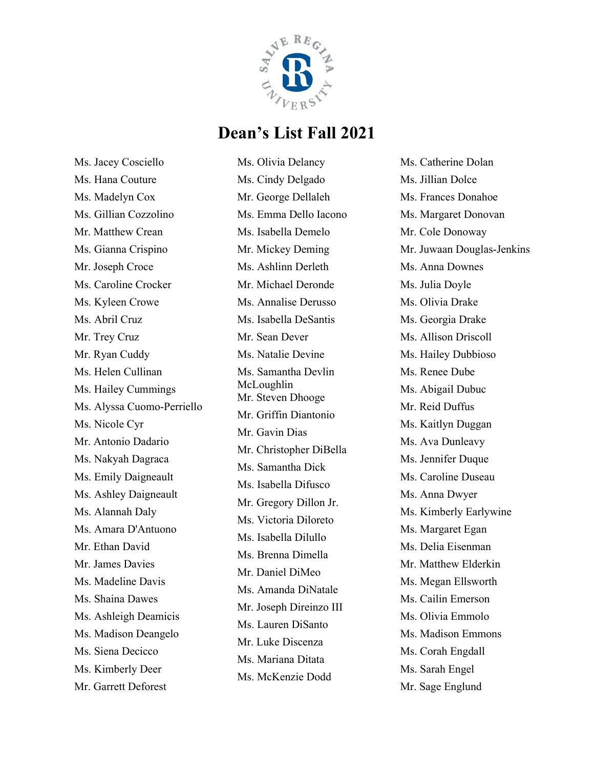# Dean's List Fall 2021

Ms. Jacey Cosciello
Ms. Hana Couture
Ms. Madelyn Cox
Ms. Gillian Cozzolino
Mr. Matthew Crean
Ms. Gianna Crispino
Mr. Joseph Croce
Ms. Caroline Crocker
Ms. Kyleen Crowe
Ms. Abril Cruz
Mr. Trey Cruz
Mr. Ryan Cuddy
Ms. Helen Cullinan
Ms. Hailey Cummings
Ms. Alyssa Cuomo-Perriello
Ms. Nicole Cyr
Mr. Antonio Dadario
Ms. Nakyah Dagraca
Ms. Emily Daigneault
Ms. Ashley Daigneault
Ms. Alannah Daly
Ms. Amara D'Antuono
Mr. Ethan David
Mr. James Davies
Ms. Madeline Davis
Ms. Shaina Dawes
Ms. Ashleigh Deamicis
Ms. Madison Deangelo
Ms. Siena Decicco
Ms. Kimberly Deer
Mr. Garrett Deforest
Ms. Olivia Delancy
Ms. Cindy Delgado
Mr. George Dellaleh
Ms. Emma Dello Iacono
Ms. Isabella Demelo
Mr. Mickey Deming
Ms. Ashlinn Derleth
Mr. Michael Deronde
Ms. Annalise Derusso
Ms. Isabella DeSantis
Mr. Sean Dever
Ms. Natalie Devine
Ms. Samantha Devlin McLoughlin
Mr. Steven Dhooge
Mr. Griffin Diantonio
Mr. Gavin Dias
Mr. Christopher DiBella
Ms. Samantha Dick
Ms. Isabella Difusco
Mr. Gregory Dillon Jr.
Ms. Victoria Diloreto
Ms. Isabella Dilullo
Ms. Brenna Dimella
Mr. Daniel DiMeo
Ms. Amanda DiNatale
Mr. Joseph Direinzo III
Ms. Lauren DiSanto
Mr. Luke Discenza
Ms. Mariana Ditata
Ms. McKenzie Dodd
Ms. Catherine Dolan
Ms. Jillian Dolce
Ms. Frances Donahoe
Ms. Margaret Donovan
Mr. Cole Donoway
Mr. Juwaan Douglas-Jenkins
Ms. Anna Downes
Ms. Julia Doyle
Ms. Olivia Drake
Ms. Georgia Drake
Ms. Allison Driscoll
Ms. Hailey Dubbioso
Ms. Renee Dube
Ms. Abigail Dubuc
Mr. Reid Duffus
Ms. Kaitlyn Duggan
Ms. Ava Dunleavy
Ms. Jennifer Duque
Ms. Caroline Duseau
Ms. Anna Dwyer
Ms. Kimberly Earlywine
Ms. Margaret Egan
Ms. Delia Eisenman
Mr. Matthew Elderkin
Ms. Megan Ellsworth
Ms. Cailin Emerson
Ms. Olivia Emmolo
Ms. Madison Emmons
Ms. Corah Engdall
Ms. Sarah Engel
Mr. Sage Englund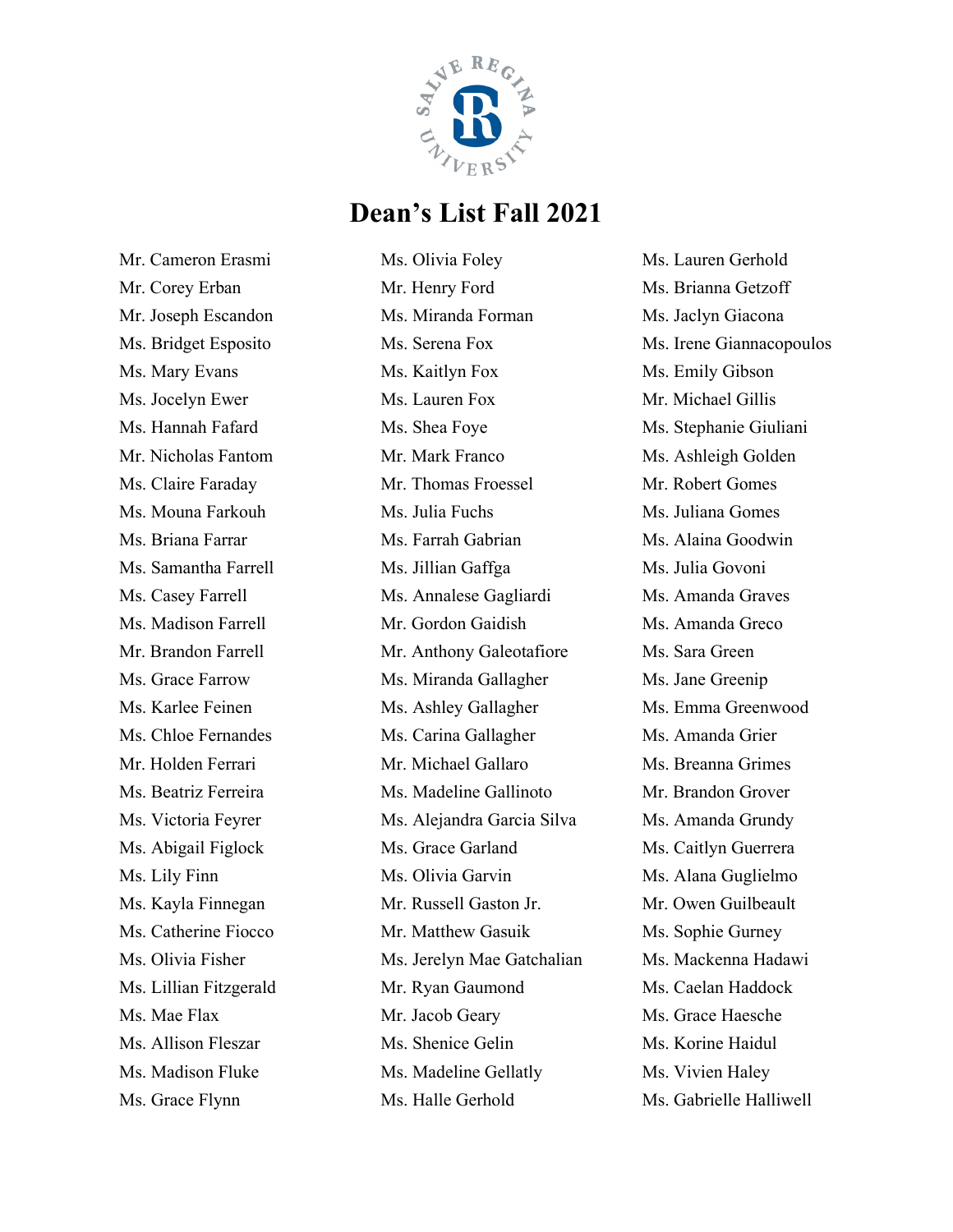# Dean's List Fall 2021

Mr. Cameron Erasmi
Mr. Corey Erban
Mr. Joseph Escandon
Ms. Bridget Esposito
Ms. Mary Evans
Ms. Jocelyn Ewer
Ms. Hannah Fafard
Mr. Nicholas Fantom
Ms. Claire Faraday
Ms. Mouna Farkouh
Ms. Briana Farrar
Ms. Samantha Farrell
Ms. Casey Farrell
Ms. Madison Farrell
Mr. Brandon Farrell
Ms. Grace Farrow
Ms. Karlee Feinen
Ms. Chloe Fernandes
Mr. Holden Ferrari
Ms. Beatriz Ferreira
Ms. Victoria Feyrer
Ms. Abigail Figlock
Ms. Lily Finn
Ms. Kayla Finnegan
Ms. Catherine Fiocco
Ms. Olivia Fisher
Ms. Lillian Fitzgerald
Ms. Mae Flax
Ms. Allison Fleszar
Ms. Madison Fluke
Ms. Grace Flynn
Ms. Olivia Foley
Mr. Henry Ford
Ms. Miranda Forman
Ms. Serena Fox
Ms. Kaitlyn Fox
Ms. Lauren Fox
Ms. Shea Foye
Mr. Mark Franco
Mr. Thomas Froessel
Ms. Julia Fuchs
Ms. Farrah Gabrian
Ms. Jillian Gaffga
Ms. Annalese Gagliardi
Mr. Gordon Gaidish
Mr. Anthony Galeotafiore
Ms. Miranda Gallagher
Ms. Ashley Gallagher
Ms. Carina Gallagher
Mr. Michael Gallaro
Ms. Madeline Gallinoto
Ms. Alejandra Garcia Silva
Ms. Grace Garland
Ms. Olivia Garvin
Mr. Russell Gaston Jr.
Mr. Matthew Gasuik
Ms. Jerelyn Mae Gatchalian
Mr. Ryan Gaumond
Mr. Jacob Geary
Ms. Shenice Gelin
Ms. Madeline Gellatly
Ms. Halle Gerhold
Ms. Lauren Gerhold
Ms. Brianna Getzoff
Ms. Jaclyn Giacona
Ms. Irene Giannacopoulos
Ms. Emily Gibson
Mr. Michael Gillis
Ms. Stephanie Giuliani
Ms. Ashleigh Golden
Mr. Robert Gomes
Ms. Juliana Gomes
Ms. Alaina Goodwin
Ms. Julia Govoni
Ms. Amanda Graves
Ms. Amanda Greco
Ms. Sara Green
Ms. Jane Greenip
Ms. Emma Greenwood
Ms. Amanda Grier
Ms. Breanna Grimes
Mr. Brandon Grover
Ms. Amanda Grundy
Ms. Caitlyn Guerrera
Ms. Alana Guglielmo
Mr. Owen Guilbeault
Ms. Sophie Gurney
Ms. Mackenna Hadawi
Ms. Caelan Haddock
Ms. Grace Haesche
Ms. Korine Haidul
Ms. Vivien Haley
Ms. Gabrielle Halliwell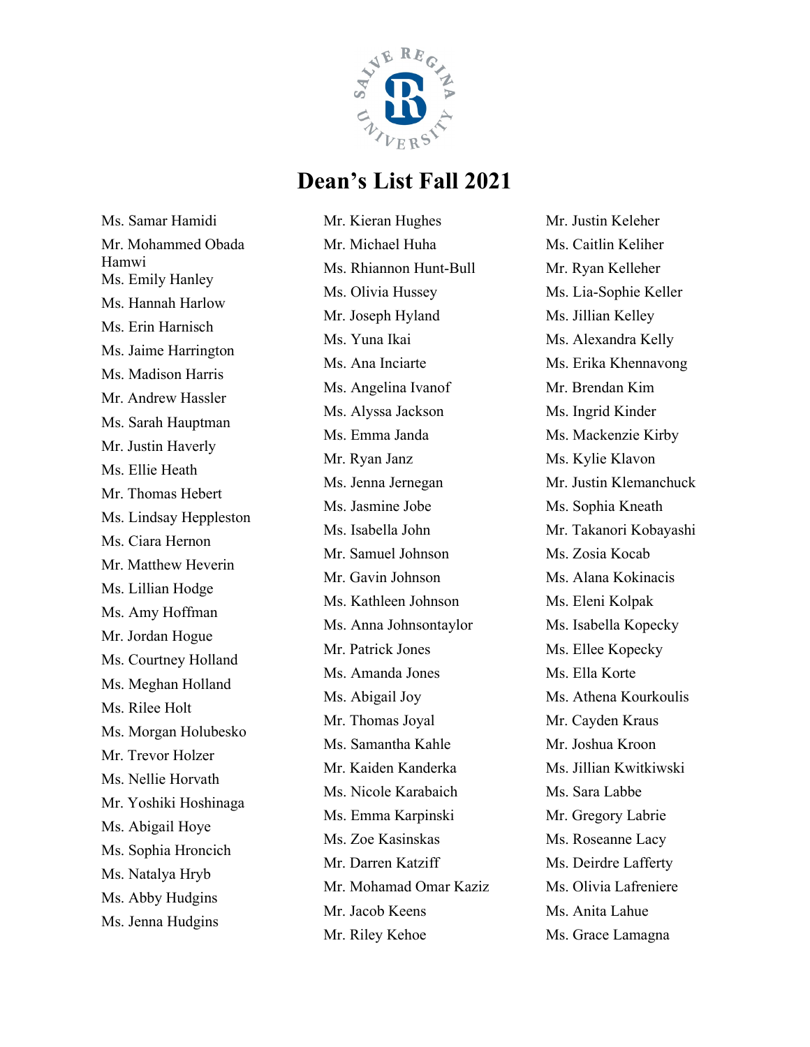# Dean's List Fall 2021

Ms. Samar Hamidi
Mr. Mohammed Obada Hamwi
Ms. Emily Hanley
Ms. Hannah Harlow
Ms. Erin Harnisch
Ms. Jaime Harrington
Ms. Madison Harris
Mr. Andrew Hassler
Ms. Sarah Hauptman
Mr. Justin Haverly
Ms. Ellie Heath
Mr. Thomas Hebert
Ms. Lindsay Heppleston
Ms. Ciara Hernon
Mr. Matthew Heverin
Ms. Lillian Hodge
Ms. Amy Hoffman
Mr. Jordan Hogue
Ms. Courtney Holland
Ms. Meghan Holland
Ms. Rilee Holt
Ms. Morgan Holubesko
Mr. Trevor Holzer
Ms. Nellie Horvath
Mr. Yoshiki Hoshinaga
Ms. Abigail Hoye
Ms. Sophia Hroncich
Ms. Natalya Hryb
Ms. Abby Hudgins
Ms. Jenna Hudgins
Mr. Kieran Hughes
Mr. Michael Huha
Ms. Rhiannon Hunt-Bull
Ms. Olivia Hussey
Mr. Joseph Hyland
Ms. Yuna Ikai
Ms. Ana Inciarte
Ms. Angelina Ivanof
Ms. Alyssa Jackson
Ms. Emma Janda
Mr. Ryan Janz
Ms. Jenna Jernegan
Ms. Jasmine Jobe
Ms. Isabella John
Mr. Samuel Johnson
Mr. Gavin Johnson
Ms. Kathleen Johnson
Ms. Anna Johnsontaylor
Mr. Patrick Jones
Ms. Amanda Jones
Ms. Abigail Joy
Mr. Thomas Joyal
Ms. Samantha Kahle
Mr. Kaiden Kanderka
Ms. Nicole Karabaich
Ms. Emma Karpinski
Ms. Zoe Kasinskas
Mr. Darren Katziff
Mr. Mohamad Omar Kaziz
Mr. Jacob Keens
Mr. Riley Kehoe
Mr. Justin Keleher
Ms. Caitlin Keliher
Mr. Ryan Kelleher
Ms. Lia-Sophie Keller
Ms. Jillian Kelley
Ms. Alexandra Kelly
Ms. Erika Khennavong
Mr. Brendan Kim
Ms. Ingrid Kinder
Ms. Mackenzie Kirby
Ms. Kylie Klavon
Mr. Justin Klemanchuck
Ms. Sophia Kneath
Mr. Takanori Kobayashi
Ms. Zosia Kocab
Ms. Alana Kokinacis
Ms. Eleni Kolpak
Ms. Isabella Kopecky
Ms. Ellee Kopecky
Ms. Ella Korte
Ms. Athena Kourkoulis
Mr. Cayden Kraus
Mr. Joshua Kroon
Ms. Jillian Kwitkiwski
Ms. Sara Labbe
Mr. Gregory Labrie
Ms. Roseanne Lacy
Ms. Deirdre Lafferty
Ms. Olivia Lafreniere
Ms. Anita Lahue
Ms. Grace Lamagna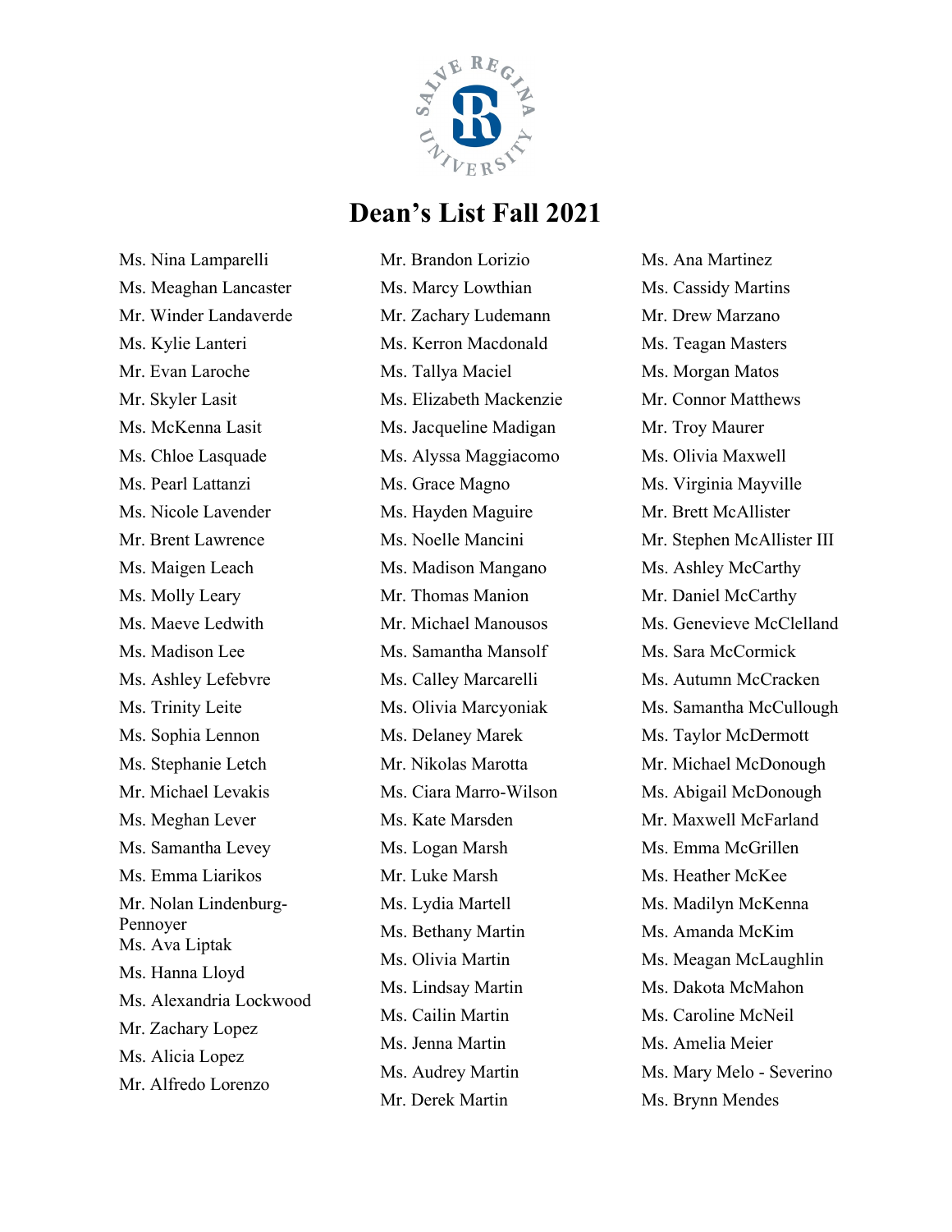# Dean's List Fall 2021

Ms. Nina Lamparelli
Ms. Meaghan Lancaster
Mr. Winder Landaverde
Ms. Kylie Lanteri
Mr. Evan Laroche
Mr. Skyler Lasit
Ms. McKenna Lasit
Ms. Chloe Lasquade
Ms. Pearl Lattanzi
Ms. Nicole Lavender
Mr. Brent Lawrence
Ms. Maigen Leach
Ms. Molly Leary
Ms. Maeve Ledwith
Ms. Madison Lee
Ms. Ashley Lefebvre
Ms. Trinity Leite
Ms. Sophia Lennon
Ms. Stephanie Letch
Mr. Michael Levakis
Ms. Meghan Lever
Ms. Samantha Levey
Ms. Emma Liarikos
Mr. Nolan Lindenburg-Pennoyer
Ms. Ava Liptak
Ms. Hanna Lloyd
Ms. Alexandria Lockwood
Mr. Zachary Lopez
Ms. Alicia Lopez
Mr. Alfredo Lorenzo
Mr. Brandon Lorizio
Ms. Marcy Lowthian
Mr. Zachary Ludemann
Ms. Kerron Macdonald
Ms. Tallya Maciel
Ms. Elizabeth Mackenzie
Ms. Jacqueline Madigan
Ms. Alyssa Maggiacomo
Ms. Grace Magno
Ms. Hayden Maguire
Ms. Noelle Mancini
Ms. Madison Mangano
Mr. Thomas Manion
Mr. Michael Manousos
Ms. Samantha Mansolf
Ms. Calley Marcarelli
Ms. Olivia Marcyoniak
Ms. Delaney Marek
Mr. Nikolas Marotta
Ms. Ciara Marro-Wilson
Ms. Kate Marsden
Ms. Logan Marsh
Mr. Luke Marsh
Ms. Lydia Martell
Ms. Bethany Martin
Ms. Olivia Martin
Ms. Lindsay Martin
Ms. Cailin Martin
Ms. Jenna Martin
Ms. Audrey Martin
Mr. Derek Martin
Ms. Ana Martinez
Ms. Cassidy Martins
Mr. Drew Marzano
Ms. Teagan Masters
Ms. Morgan Matos
Mr. Connor Matthews
Mr. Troy Maurer
Ms. Olivia Maxwell
Ms. Virginia Mayville
Mr. Brett McAllister
Mr. Stephen McAllister III
Ms. Ashley McCarthy
Mr. Daniel McCarthy
Ms. Genevieve McClelland
Ms. Sara McCormick
Ms. Autumn McCracken
Ms. Samantha McCullough
Ms. Taylor McDermott
Mr. Michael McDonough
Ms. Abigail McDonough
Mr. Maxwell McFarland
Ms. Emma McGrillen
Ms. Heather McKee
Ms. Madilyn McKenna
Ms. Amanda McKim
Ms. Meagan McLaughlin
Ms. Dakota McMahon
Ms. Caroline McNeil
Ms. Amelia Meier
Ms. Mary Melo - Severino
Ms. Brynn Mendes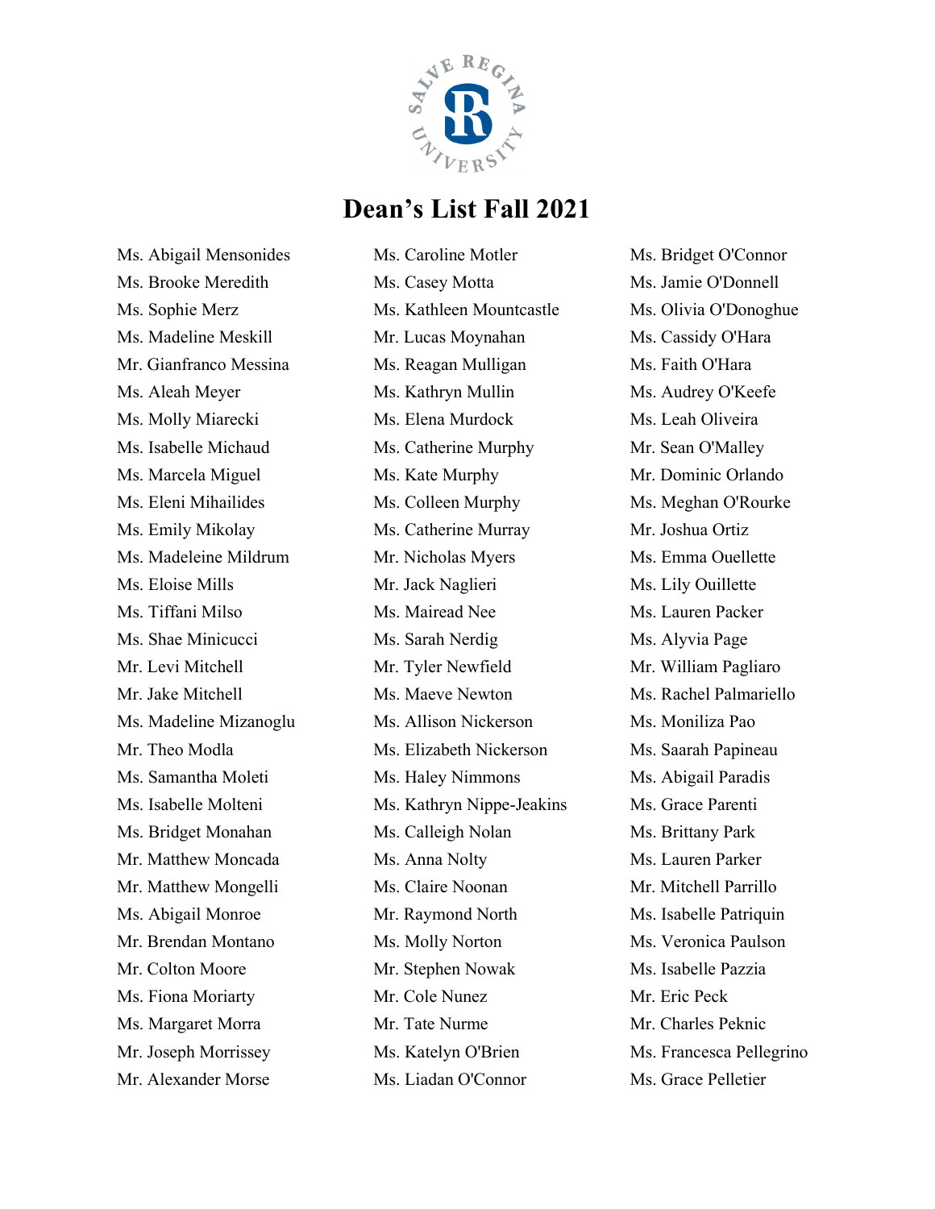# Dean's List Fall 2021

Ms. Abigail Mensonides
Ms. Brooke Meredith
Ms. Sophie Merz
Ms. Madeline Meskill
Mr. Gianfranco Messina
Ms. Aleah Meyer
Ms. Molly Miarecki
Ms. Isabelle Michaud
Ms. Marcela Miguel
Ms. Eleni Mihailides
Ms. Emily Mikolay
Ms. Madeleine Mildrum
Ms. Eloise Mills
Ms. Tiffani Milso
Ms. Shae Minicucci
Mr. Levi Mitchell
Mr. Jake Mitchell
Ms. Madeline Mizanoglu
Mr. Theo Modla
Ms. Samantha Moleti
Ms. Isabelle Molteni
Ms. Bridget Monahan
Mr. Matthew Moncada
Mr. Matthew Mongelli
Ms. Abigail Monroe
Mr. Brendan Montano
Mr. Colton Moore
Ms. Fiona Moriarty
Ms. Margaret Morra
Mr. Joseph Morrissey
Mr. Alexander Morse
Ms. Caroline Motler
Ms. Casey Motta
Ms. Kathleen Mountcastle
Mr. Lucas Moynahan
Ms. Reagan Mulligan
Ms. Kathryn Mullin
Ms. Elena Murdock
Ms. Catherine Murphy
Ms. Kate Murphy
Ms. Colleen Murphy
Ms. Catherine Murray
Mr. Nicholas Myers
Mr. Jack Naglieri
Ms. Mairead Nee
Ms. Sarah Nerdig
Mr. Tyler Newfield
Ms. Maeve Newton
Ms. Allison Nickerson
Ms. Elizabeth Nickerson
Ms. Haley Nimmons
Ms. Kathryn Nippe-Jeakins
Ms. Calleigh Nolan
Ms. Anna Nolty
Ms. Claire Noonan
Mr. Raymond North
Ms. Molly Norton
Mr. Stephen Nowak
Mr. Cole Nunez
Mr. Tate Nurme
Ms. Katelyn O'Brien
Ms. Liadan O'Connor
Ms. Bridget O'Connor
Ms. Jamie O'Donnell
Ms. Olivia O'Donoghue
Ms. Cassidy O'Hara
Ms. Faith O'Hara
Ms. Audrey O'Keefe
Ms. Leah Oliveira
Mr. Sean O'Malley
Mr. Dominic Orlando
Ms. Meghan O'Rourke
Mr. Joshua Ortiz
Ms. Emma Ouellette
Ms. Lily Ouillette
Ms. Lauren Packer
Ms. Alyvia Page
Mr. William Pagliaro
Ms. Rachel Palmariello
Ms. Moniliza Pao
Ms. Saarah Papineau
Ms. Abigail Paradis
Ms. Grace Parenti
Ms. Brittany Park
Ms. Lauren Parker
Mr. Mitchell Parrillo
Ms. Isabelle Patriquin
Ms. Veronica Paulson
Ms. Isabelle Pazzia
Mr. Eric Peck
Mr. Charles Peknic
Ms. Francesca Pellegrino
Ms. Grace Pelletier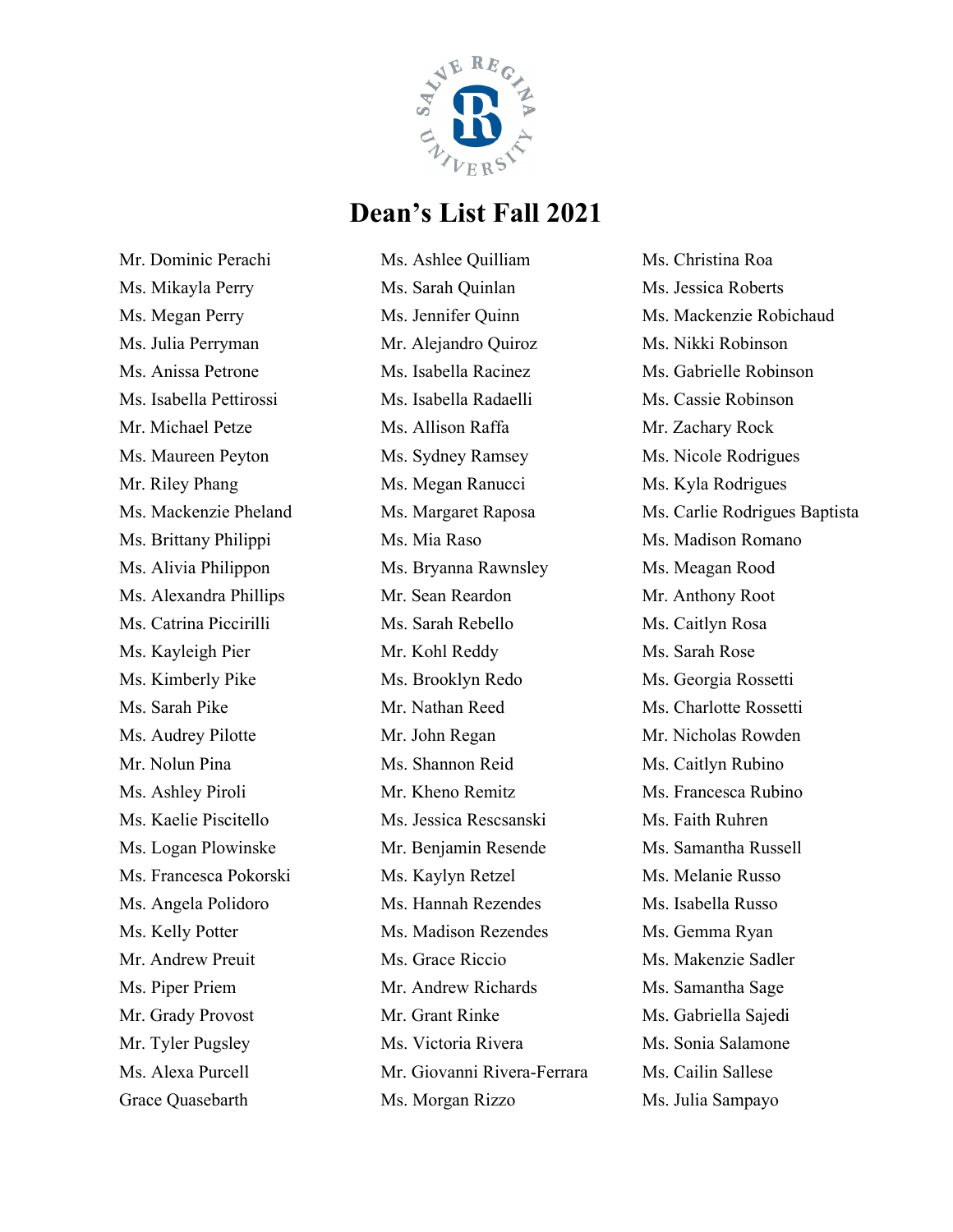# Dean's List Fall 2021

Mr. Dominic Perachi
Ms. Mikayla Perry
Ms. Megan Perry
Ms. Julia Perryman
Ms. Anissa Petrone
Ms. Isabella Pettirossi
Mr. Michael Petze
Ms. Maureen Peyton
Mr. Riley Phang
Ms. Mackenzie Pheland
Ms. Brittany Philippi
Ms. Alivia Philippon
Ms. Alexandra Phillips
Ms. Catrina Piccirilli
Ms. Kayleigh Pier
Ms. Kimberly Pike
Ms. Sarah Pike
Ms. Audrey Pilotte
Mr. Nolun Pina
Ms. Ashley Piroli
Ms. Kaelie Piscitello
Ms. Logan Plowinske
Ms. Francesca Pokorski
Ms. Angela Polidoro
Ms. Kelly Potter
Mr. Andrew Preuit
Ms. Piper Priem
Mr. Grady Provost
Mr. Tyler Pugsley
Ms. Alexa Purcell
Grace Quasebarth
Ms. Ashlee Quilliam
Ms. Sarah Quinlan
Ms. Jennifer Quinn
Mr. Alejandro Quiroz
Ms. Isabella Racinez
Ms. Isabella Radaelli
Ms. Allison Raffa
Ms. Sydney Ramsey
Ms. Megan Ranucci
Ms. Margaret Raposa
Ms. Mia Raso
Ms. Bryanna Rawnsley
Mr. Sean Reardon
Ms. Sarah Rebello
Mr. Kohl Reddy
Ms. Brooklyn Redo
Mr. Nathan Reed
Mr. John Regan
Ms. Shannon Reid
Mr. Kheno Remitz
Ms. Jessica Rescsanski
Mr. Benjamin Resende
Ms. Kaylyn Retzel
Ms. Hannah Rezendes
Ms. Madison Rezendes
Ms. Grace Riccio
Mr. Andrew Richards
Mr. Grant Rinke
Ms. Victoria Rivera
Mr. Giovanni Rivera-Ferrara
Ms. Morgan Rizzo
Ms. Christina Roa
Ms. Jessica Roberts
Ms. Mackenzie Robichaud
Ms. Nikki Robinson
Ms. Gabrielle Robinson
Ms. Cassie Robinson
Mr. Zachary Rock
Ms. Nicole Rodrigues
Ms. Kyla Rodrigues
Ms. Carlie Rodrigues Baptista
Ms. Madison Romano
Ms. Meagan Rood
Mr. Anthony Root
Ms. Caitlyn Rosa
Ms. Sarah Rose
Ms. Georgia Rossetti
Ms. Charlotte Rossetti
Mr. Nicholas Rowden
Ms. Caitlyn Rubino
Ms. Francesca Rubino
Ms. Faith Ruhren
Ms. Samantha Russell
Ms. Melanie Russo
Ms. Isabella Russo
Ms. Gemma Ryan
Ms. Makenzie Sadler
Ms. Samantha Sage
Ms. Gabriella Sajedi
Ms. Sonia Salamone
Ms. Cailin Sallese
Ms. Julia Sampayo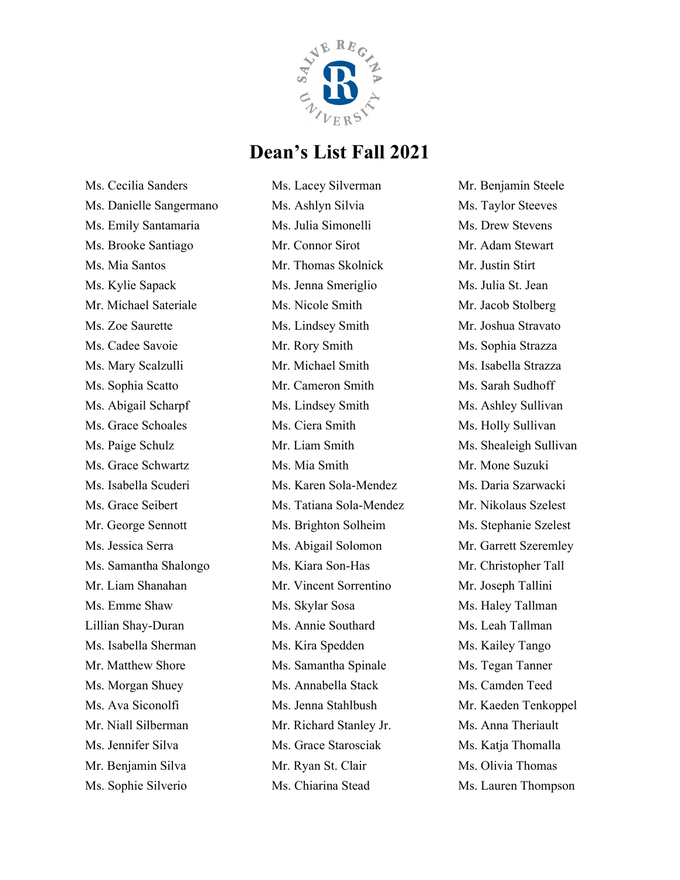# Dean's List Fall 2021

Ms. Cecilia Sanders
Ms. Danielle Sangermano
Ms. Emily Santamaria
Ms. Brooke Santiago
Ms. Mia Santos
Ms. Kylie Sapack
Mr. Michael Sateriale
Ms. Zoe Saurette
Ms. Cadee Savoie
Ms. Mary Scalzulli
Ms. Sophia Scatto
Ms. Abigail Scharpf
Ms. Grace Schoales
Ms. Paige Schulz
Ms. Grace Schwartz
Ms. Isabella Scuderi
Ms. Grace Seibert
Mr. George Sennott
Ms. Jessica Serra
Ms. Samantha Shalongo
Mr. Liam Shanahan
Ms. Emme Shaw
Lillian Shay-Duran
Ms. Isabella Sherman
Mr. Matthew Shore
Ms. Morgan Shuey
Ms. Ava Siconolfi
Mr. Niall Silberman
Ms. Jennifer Silva
Mr. Benjamin Silva
Ms. Sophie Silverio
Ms. Lacey Silverman
Ms. Ashlyn Silvia
Ms. Julia Simonelli
Mr. Connor Sirot
Mr. Thomas Skolnick
Ms. Jenna Smeriglio
Ms. Nicole Smith
Ms. Lindsey Smith
Mr. Rory Smith
Mr. Michael Smith
Mr. Cameron Smith
Ms. Lindsey Smith
Ms. Ciera Smith
Mr. Liam Smith
Ms. Mia Smith
Ms. Karen Sola-Mendez
Ms. Tatiana Sola-Mendez
Ms. Brighton Solheim
Ms. Abigail Solomon
Ms. Kiara Son-Has
Mr. Vincent Sorrentino
Ms. Skylar Sosa
Ms. Annie Southard
Ms. Kira Spedden
Ms. Samantha Spinale
Ms. Annabella Stack
Ms. Jenna Stahlbush
Mr. Richard Stanley Jr.
Ms. Grace Starosciak
Mr. Ryan St. Clair
Ms. Chiarina Stead
Mr. Benjamin Steele
Ms. Taylor Steeves
Ms. Drew Stevens
Mr. Adam Stewart
Mr. Justin Stirt
Ms. Julia St. Jean
Mr. Jacob Stolberg
Mr. Joshua Stravato
Ms. Sophia Strazza
Ms. Isabella Strazza
Ms. Sarah Sudhoff
Ms. Ashley Sullivan
Ms. Holly Sullivan
Ms. Shealeigh Sullivan
Mr. Mone Suzuki
Ms. Daria Szarwacki
Mr. Nikolaus Szelest
Ms. Stephanie Szelest
Mr. Garrett Szeremley
Mr. Christopher Tall
Mr. Joseph Tallini
Ms. Haley Tallman
Ms. Leah Tallman
Ms. Kailey Tango
Ms. Tegan Tanner
Ms. Camden Teed
Mr. Kaeden Tenkoppel
Ms. Anna Theriault
Ms. Katja Thomalla
Ms. Olivia Thomas
Ms. Lauren Thompson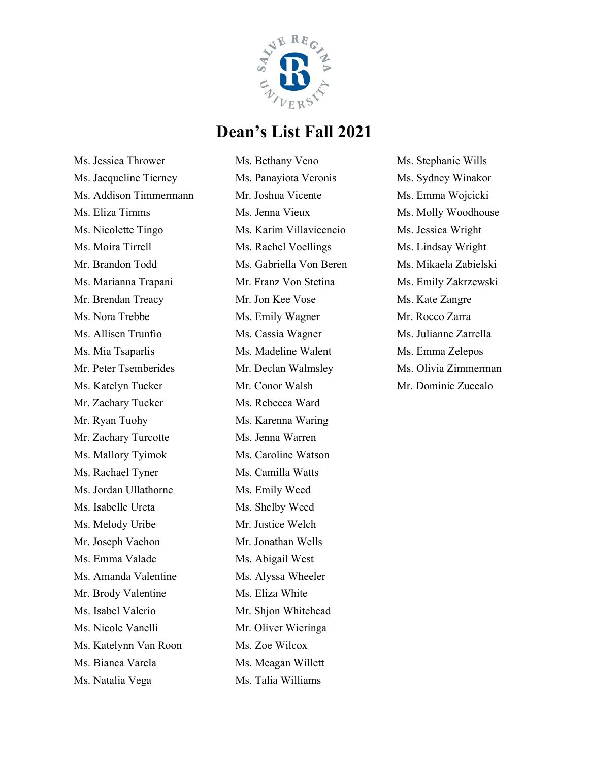# Dean's List Fall 2021

Ms. Jessica Thrower
Ms. Jacqueline Tierney
Ms. Addison Timmermann
Ms. Eliza Timms
Ms. Nicolette Tingo
Ms. Moira Tirrell
Mr. Brandon Todd
Ms. Marianna Trapani
Mr. Brendan Treacy
Ms. Nora Trebbe
Ms. Allisen Trunfio
Ms. Mia Tsaparlis
Mr. Peter Tsemberides
Ms. Katelyn Tucker
Mr. Zachary Tucker
Mr. Ryan Tuohy
Mr. Zachary Turcotte
Ms. Mallory Tyimok
Ms. Rachael Tyner
Ms. Jordan Ullathorne
Ms. Isabelle Ureta
Ms. Melody Uribe
Mr. Joseph Vachon
Ms. Emma Valade
Ms. Amanda Valentine
Mr. Brody Valentine
Ms. Isabel Valerio
Ms. Nicole Vanelli
Ms. Katelynn Van Roon
Ms. Bianca Varela
Ms. Natalia Vega
Ms. Bethany Veno
Ms. Panayiota Veronis
Mr. Joshua Vicente
Ms. Jenna Vieux
Ms. Karim Villavicencio
Ms. Rachel Voellings
Ms. Gabriella Von Beren
Mr. Franz Von Stetina
Mr. Jon Kee Vose
Ms. Emily Wagner
Ms. Cassia Wagner
Ms. Madeline Walent
Mr. Declan Walmsley
Mr. Conor Walsh
Ms. Rebecca Ward
Ms. Karenna Waring
Ms. Jenna Warren
Ms. Caroline Watson
Ms. Camilla Watts
Ms. Emily Weed
Ms. Shelby Weed
Mr. Justice Welch
Mr. Jonathan Wells
Ms. Abigail West
Ms. Alyssa Wheeler
Ms. Eliza White
Mr. Shjon Whitehead
Mr. Oliver Wieringa
Ms. Zoe Wilcox
Ms. Meagan Willett
Ms. Talia Williams
Ms. Stephanie Wills
Ms. Sydney Winakor
Ms. Emma Wojcicki
Ms. Molly Woodhouse
Ms. Jessica Wright
Ms. Lindsay Wright
Ms. Mikaela Zabielski
Ms. Emily Zakrzewski
Ms. Kate Zangre
Mr. Rocco Zarra
Ms. Julianne Zarrella
Ms. Emma Zelepos
Ms. Olivia Zimmerman
Mr. Dominic Zuccalo